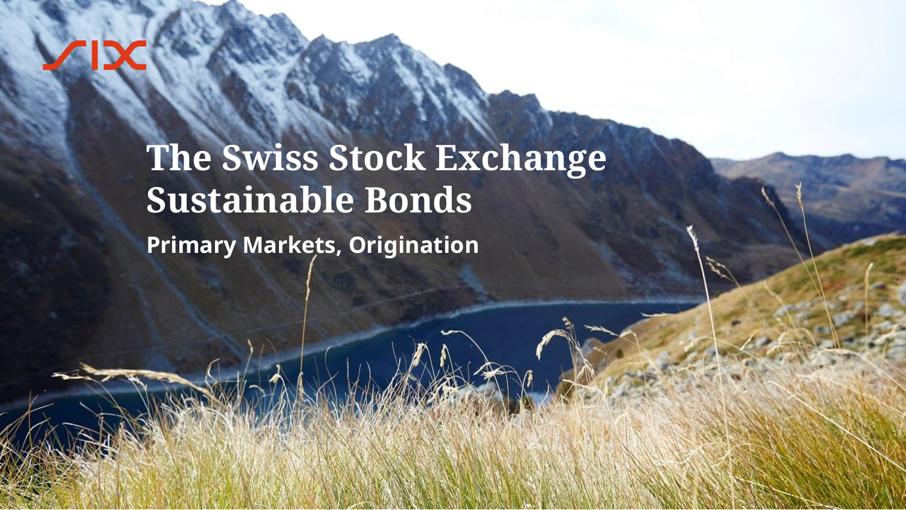SIX

# The Swiss Stock Exchange Sustainable Bonds

**Primary Markets, Origination**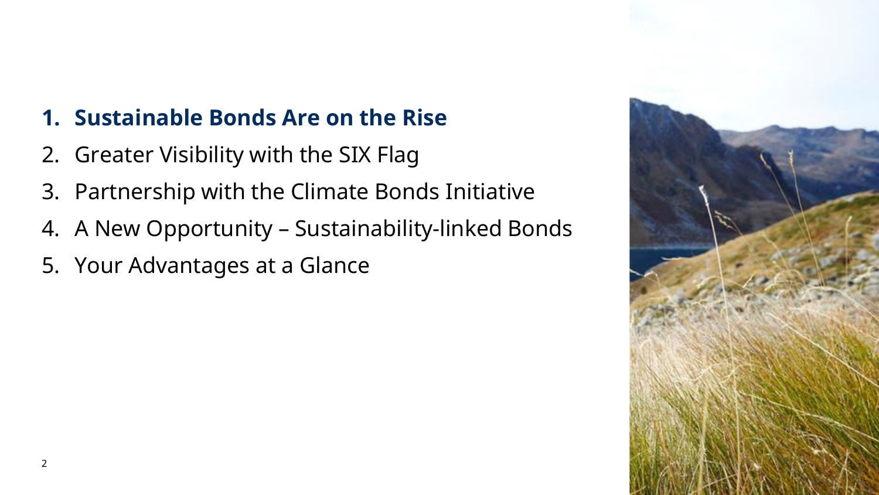1. **Sustainable Bonds Are on the Rise**
2. Greater Visibility with the SIX Flag
3. Partnership with the Climate Bonds Initiative
4. A New Opportunity – Sustainability-linked Bonds
5. Your Advantages at a Glance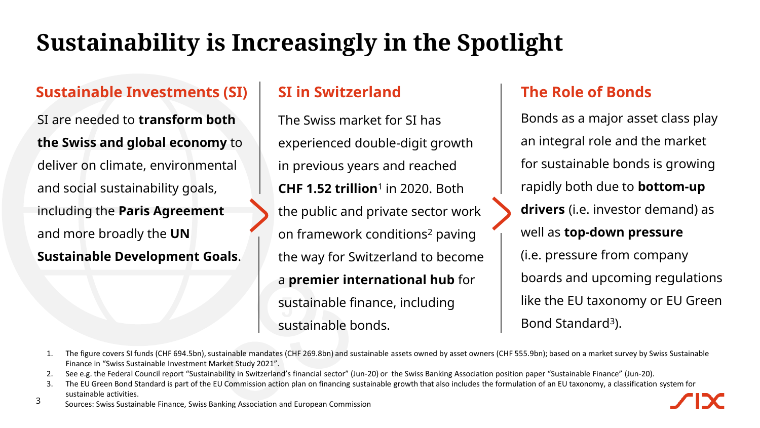# Sustainability is Increasingly in the Spotlight

## Sustainable Investments (SI)

SI are needed to **transform both the Swiss and global economy** to deliver on climate, environmental and social sustainability goals, including the **Paris Agreement** and more broadly the **UN Sustainable Development Goals**.

## SI in Switzerland

The Swiss market for SI has experienced double-digit growth in previous years and reached **CHF 1.52 trillion**[1] in 2020. Both the public and private sector work on framework conditions[2] paving the way for Switzerland to become a **premier international hub** for sustainable finance, including sustainable bonds.

## The Role of Bonds

Bonds as a major asset class play an integral role and the market for sustainable bonds is growing rapidly both due to **bottom-up drivers** (i.e. investor demand) as well as **top-down pressure** (i.e. pressure from company boards and upcoming regulations like the EU taxonomy or EU Green Bond Standard[3]).

1. The figure covers SI funds (CHF 694.5bn), sustainable mandates (CHF 269.8bn) and sustainable assets owned by asset owners (CHF 555.9bn); based on a market survey by Swiss Sustainable Finance in "Swiss Sustainable Investment Market Study 2021".
2. See e.g. the Federal Council report "Sustainability in Switzerland's financial sector" (Jun-20) or the Swiss Banking Association position paper "Sustainable Finance" (Jun-20).
3. The EU Green Bond Standard is part of the EU Commission action plan on financing sustainable growth that also includes the formulation of an EU taxonomy, a classification system for sustainable activities.

Sources: Swiss Sustainable Finance, Swiss Banking Association and European Commission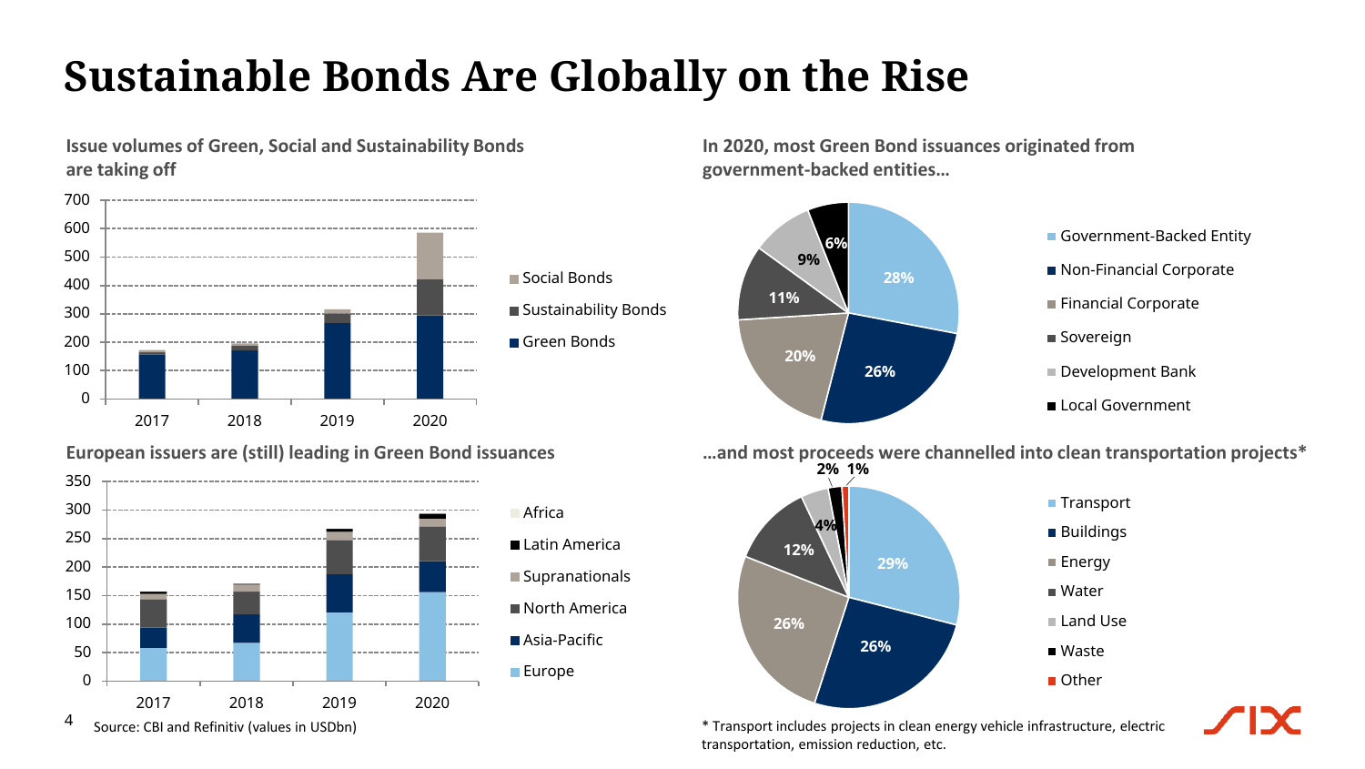# Sustainable Bonds Are Globally on the Rise

**Issue volumes of Green, Social and Sustainability Bonds are taking off**

Legend: Social Bonds, Sustainability Bonds, Green Bonds

Y-axis: 0, 100, 200, 300, 400, 500, 600, 700

X-axis: 2017, 2018, 2019, 2020

**European issuers are (still) leading in Green Bond issuances**

Legend: Africa, Latin America, Supranationals, North America, Asia-Pacific, Europe

Y-axis: 0, 50, 100, 150, 200, 250, 300, 350

X-axis: 2017, 2018, 2019, 2020

Source: CBI and Refinitiv (values in USDbn)

**In 2020, most Green Bond issuances originated from government-backed entities…**

| Issuer | Share |
|---|---|
| Government-Backed Entity | 28% |
| Non-Financial Corporate | 26% |
| Financial Corporate | 20% |
| Sovereign | 11% |
| Development Bank | 9% |
| Local Government | 6% |

**…and most proceeds were channelled into clean transportation projects***

| Sector | Share |
|---|---|
| Transport | 29% |
| Buildings | 26% |
| Energy | 26% |
| Water | 12% |
| Land Use | 4% |
| Waste | 2% |
| Other | 1% |

* Transport includes projects in clean energy vehicle infrastructure, electric transportation, emission reduction, etc.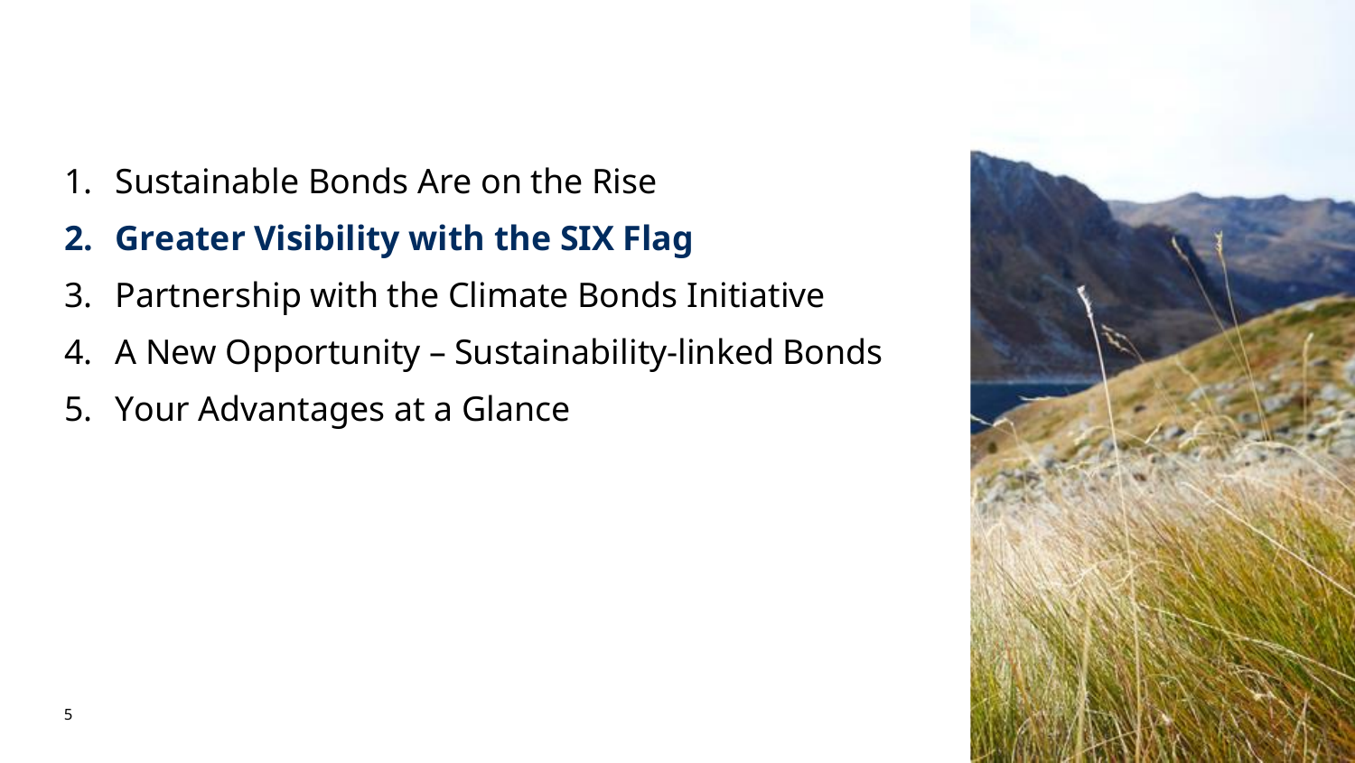1. Sustainable Bonds Are on the Rise
2. **Greater Visibility with the SIX Flag**
3. Partnership with the Climate Bonds Initiative
4. A New Opportunity – Sustainability-linked Bonds
5. Your Advantages at a Glance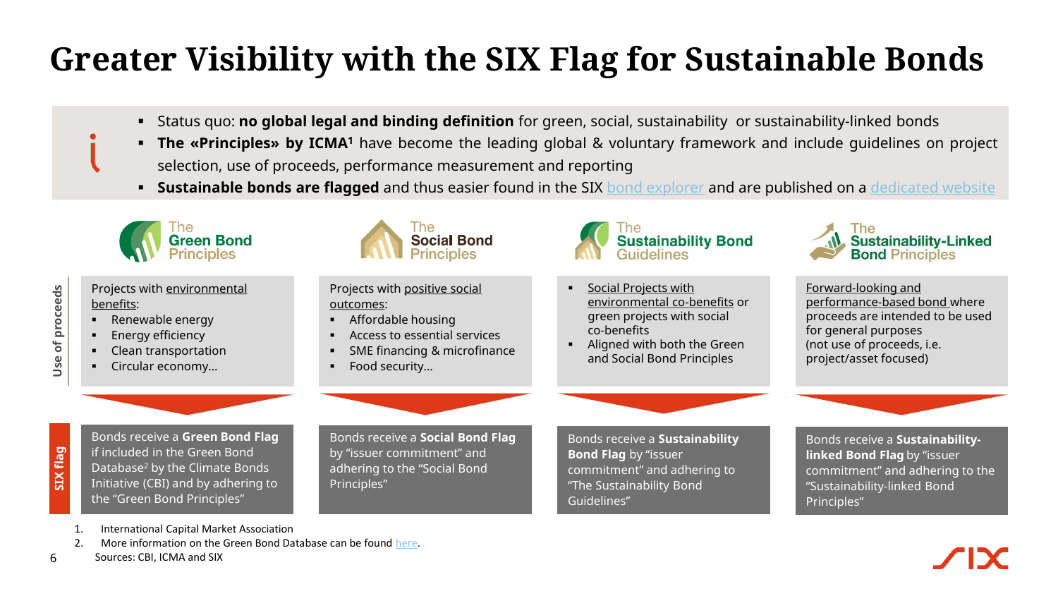# Greater Visibility with the SIX Flag for Sustainable Bonds

- Status quo: **no global legal and binding definition** for green, social, sustainability or sustainability-linked bonds
- **The «Principles» by ICMA[1]** have become the leading global & voluntary framework and include guidelines on project selection, use of proceeds, performance measurement and reporting
- **Sustainable bonds are flagged** and thus easier found in the SIX bond explorer and are published on a dedicated website

| | The Green Bond Principles | The Social Bond Principles | The Sustainability Bond Guidelines | The Sustainability-Linked Bond Principles |
|---|---|---|---|---|
| **Use of proceeds** | Projects with environmental benefits:<br>▪ Renewable energy<br>▪ Energy efficiency<br>▪ Clean transportation<br>▪ Circular economy… | Projects with positive social outcomes:<br>▪ Affordable housing<br>▪ Access to essential services<br>▪ SME financing & microfinance<br>▪ Food security… | ▪ Social Projects with environmental co-benefits or green projects with social co-benefits<br>▪ Aligned with both the Green and Social Bond Principles | Forward-looking and performance-based bond where proceeds are intended to be used for general purposes (not use of proceeds, i.e. project/asset focused) |
| **SIX flag** | Bonds receive a **Green Bond Flag** if included in the Green Bond Database[2] by the Climate Bonds Initiative (CBI) and by adhering to the "Green Bond Principles" | Bonds receive a **Social Bond Flag** by "issuer commitment" and adhering to the "Social Bond Principles" | Bonds receive a **Sustainability Bond Flag** by "issuer commitment" and adhering to "The Sustainability Bond Guidelines" | Bonds receive a **Sustainability-linked Bond Flag** by "issuer commitment" and adhering to the "Sustainability-linked Bond Principles" |

1. International Capital Market Association
2. More information on the Green Bond Database can be found here.

Sources: CBI, ICMA and SIX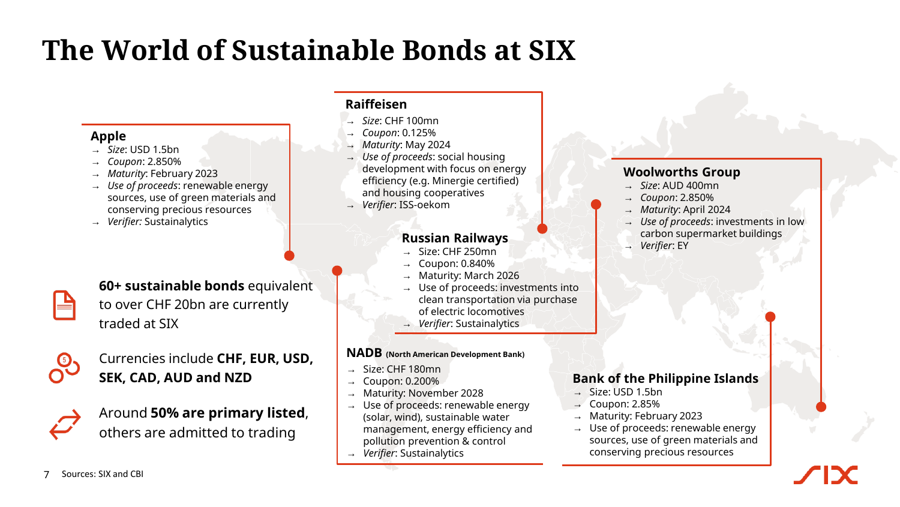# The World of Sustainable Bonds at SIX

### Apple

- *Size*: USD 1.5bn
- *Coupon*: 2.850%
- *Maturity*: February 2023
- *Use of proceeds*: renewable energy sources, use of green materials and conserving precious resources
- *Verifier:* Sustainalytics

### Raiffeisen

- *Size*: CHF 100mn
- *Coupon*: 0.125%
- *Maturity*: May 2024
- *Use of proceeds*: social housing development with focus on energy efficiency (e.g. Minergie certified) and housing cooperatives
- *Verifier*: ISS-oekom

### Russian Railways

- Size: CHF 250mn
- Coupon: 0.840%
- Maturity: March 2026
- Use of proceeds: investments into clean transportation via purchase of electric locomotives
- *Verifier*: Sustainalytics

### Woolworths Group

- *Size*: AUD 400mn
- *Coupon*: 2.850%
- *Maturity*: April 2024
- *Use of proceeds*: investments in low carbon supermarket buildings
- *Verifier*: EY

### NADB (North American Development Bank)

- Size: CHF 180mn
- Coupon: 0.200%
- Maturity: November 2028
- Use of proceeds: renewable energy (solar, wind), sustainable water management, energy efficiency and pollution prevention & control
- *Verifier*: Sustainalytics

### Bank of the Philippine Islands

- Size: USD 1.5bn
- Coupon: 2.85%
- Maturity: February 2023
- Use of proceeds: renewable energy sources, use of green materials and conserving precious resources

**60+ sustainable bonds** equivalent to over CHF 20bn are currently traded at SIX

Currencies include **CHF, EUR, USD, SEK, CAD, AUD and NZD**

Around **50% are primary listed**, others are admitted to trading

Sources: SIX and CBI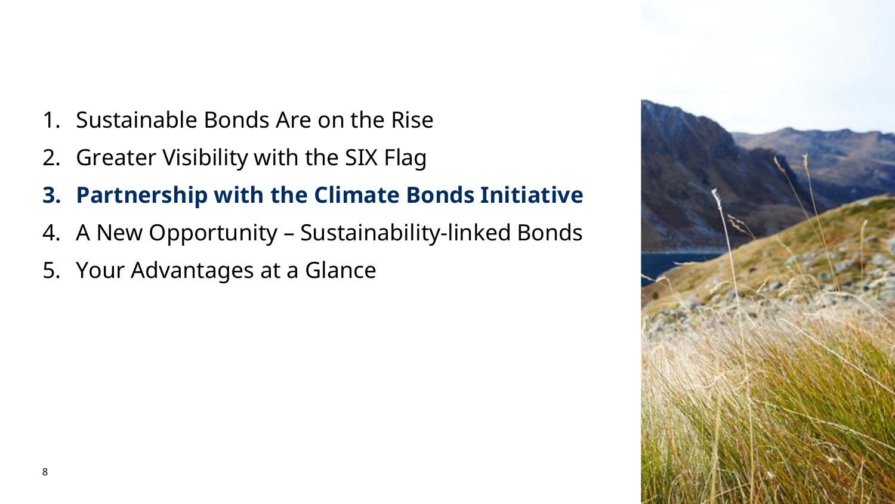1. Sustainable Bonds Are on the Rise
2. Greater Visibility with the SIX Flag
3. **Partnership with the Climate Bonds Initiative**
4. A New Opportunity – Sustainability-linked Bonds
5. Your Advantages at a Glance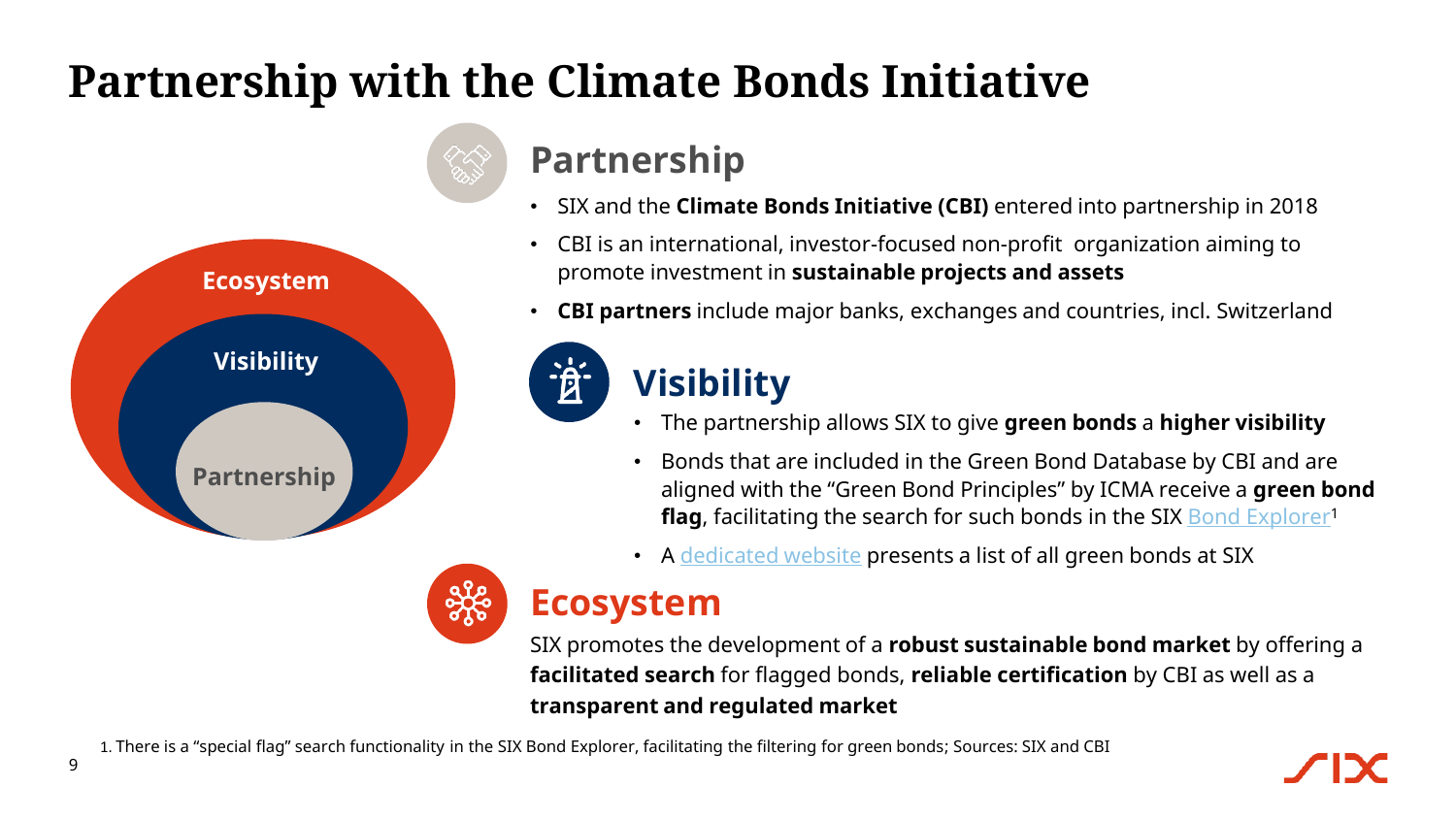# Partnership with the Climate Bonds Initiative

Ecosystem

Visibility

Partnership

## Partnership

- SIX and the **Climate Bonds Initiative (CBI)** entered into partnership in 2018
- CBI is an international, investor-focused non-profit organization aiming to promote investment in **sustainable projects and assets**
- **CBI partners** include major banks, exchanges and countries, incl. Switzerland

## Visibility

- The partnership allows SIX to give **green bonds** a **higher visibility**
- Bonds that are included in the Green Bond Database by CBI and are aligned with the "Green Bond Principles" by ICMA receive a **green bond flag**, facilitating the search for such bonds in the SIX Bond Explorer[1]
- A dedicated website presents a list of all green bonds at SIX

## Ecosystem

SIX promotes the development of a **robust sustainable bond market** by offering a **facilitated search** for flagged bonds, **reliable certification** by CBI as well as a **transparent and regulated market**

1. There is a "special flag" search functionality in the SIX Bond Explorer, facilitating the filtering for green bonds; Sources: SIX and CBI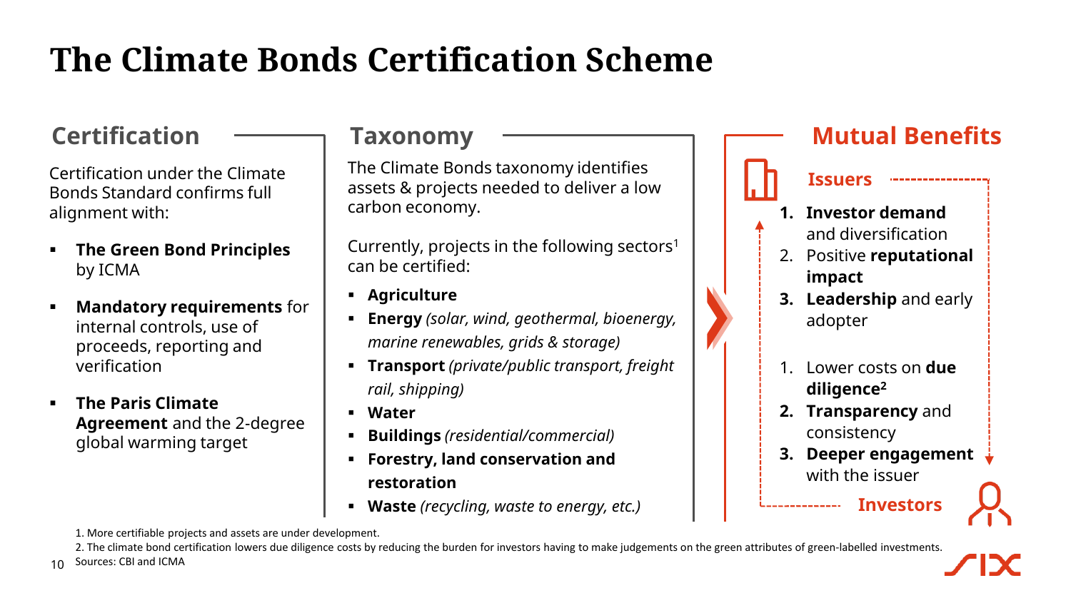# The Climate Bonds Certification Scheme

## Certification

Certification under the Climate Bonds Standard confirms full alignment with:

- **The Green Bond Principles** by ICMA
- **Mandatory requirements** for internal controls, use of proceeds, reporting and verification
- **The Paris Climate Agreement** and the 2-degree global warming target

## Taxonomy

The Climate Bonds taxonomy identifies assets & projects needed to deliver a low carbon economy.

Currently, projects in the following sectors[1] can be certified:

- **Agriculture**
- **Energy** *(solar, wind, geothermal, bioenergy, marine renewables, grids & storage)*
- **Transport** *(private/public transport, freight rail, shipping)*
- **Water**
- **Buildings** *(residential/commercial)*
- **Forestry, land conservation and restoration**
- **Waste** *(recycling, waste to energy, etc.)*

## Mutual Benefits

### Issuers

1. **Investor demand** and diversification
2. Positive **reputational impact**
3. **Leadership** and early adopter

### Investors

1. Lower costs on **due diligence[2]**
2. **Transparency** and consistency
3. **Deeper engagement** with the issuer

1. More certifiable projects and assets are under development.

2. The climate bond certification lowers due diligence costs by reducing the burden for investors having to make judgements on the green attributes of green-labelled investments.

Sources: CBI and ICMA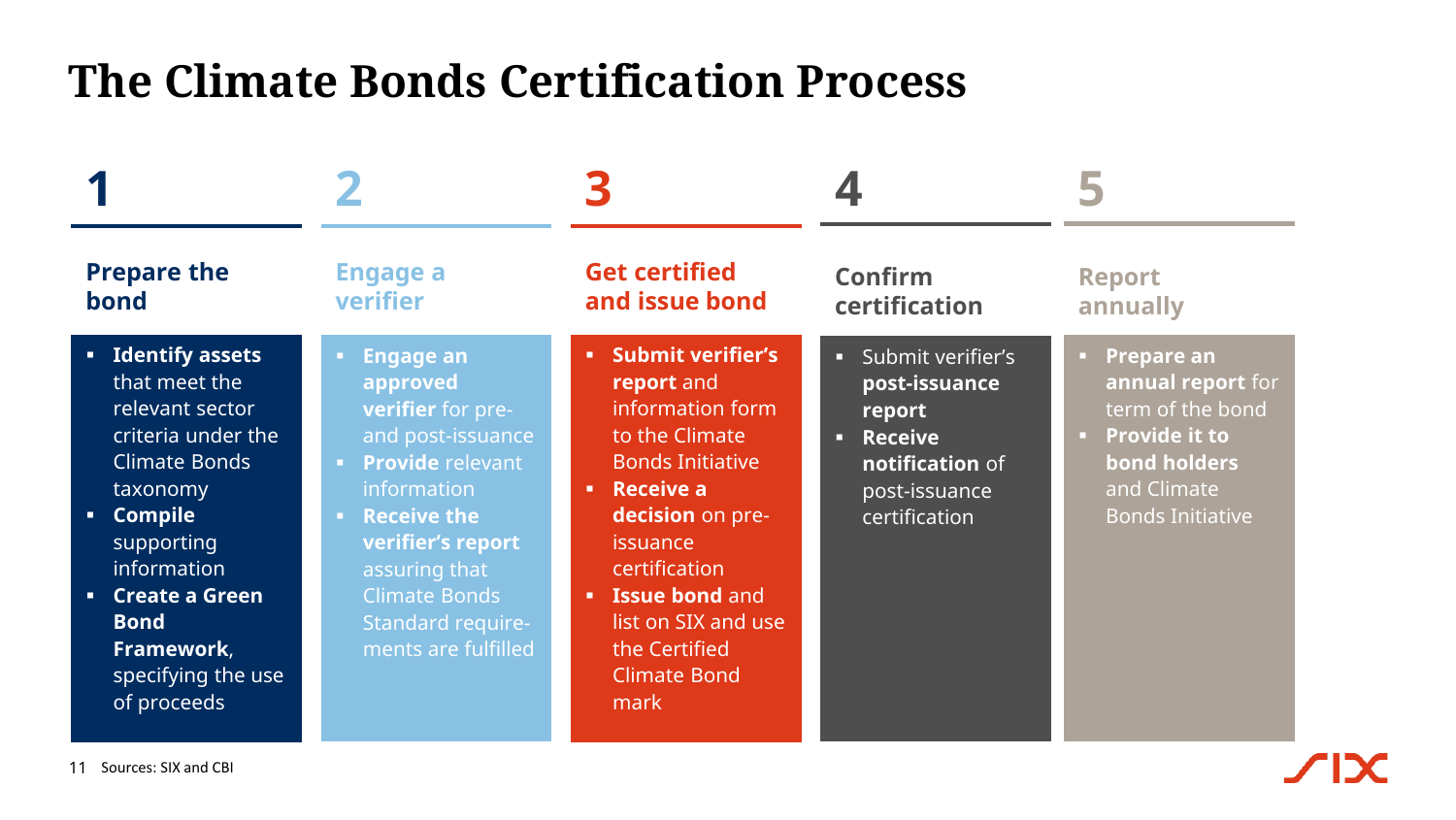# The Climate Bonds Certification Process

## 1 Prepare the bond

- **Identify assets** that meet the relevant sector criteria under the Climate Bonds taxonomy
- **Compile** supporting information
- **Create a Green Bond Framework**, specifying the use of proceeds

## 2 Engage a verifier

- **Engage an approved verifier** for pre- and post-issuance
- **Provide** relevant information
- **Receive the verifier's report** assuring that Climate Bonds Standard requirements are fulfilled

## 3 Get certified and issue bond

- **Submit verifier's report** and information form to the Climate Bonds Initiative
- **Receive a decision** on pre-issuance certification
- **Issue bond** and list on SIX and use the Certified Climate Bond mark

## 4 Confirm certification

- Submit verifier's **post-issuance report**
- **Receive notification** of post-issuance certification

## 5 Report annually

- **Prepare an annual report** for term of the bond
- **Provide it to bond holders** and Climate Bonds Initiative

Sources: SIX and CBI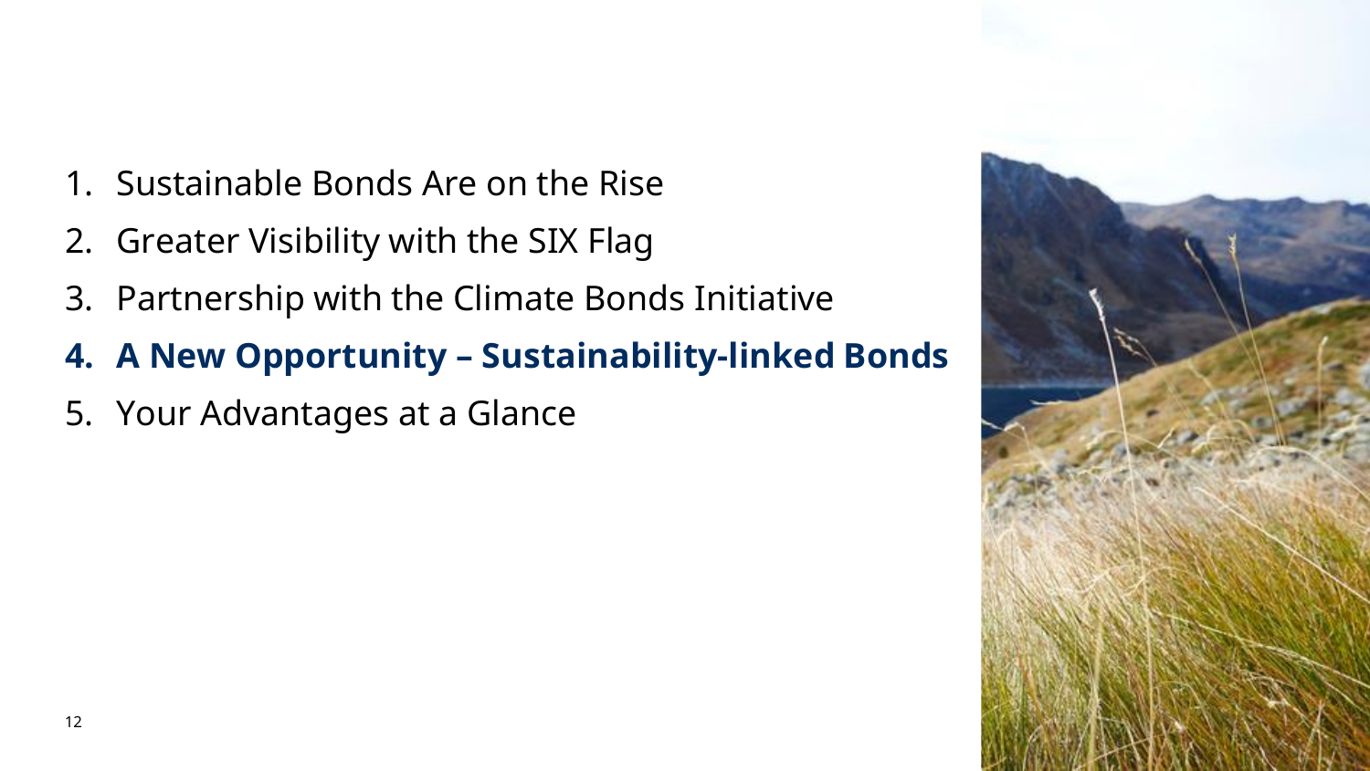1. Sustainable Bonds Are on the Rise
2. Greater Visibility with the SIX Flag
3. Partnership with the Climate Bonds Initiative
4. **A New Opportunity – Sustainability-linked Bonds**
5. Your Advantages at a Glance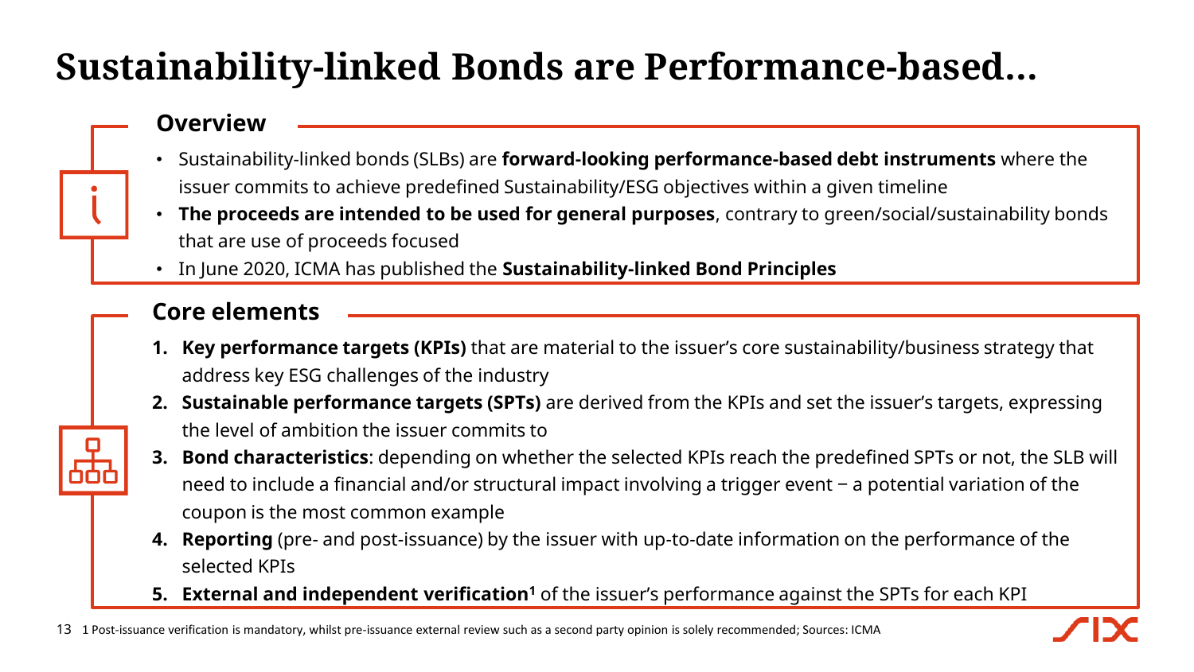# Sustainability-linked Bonds are Performance-based…

## Overview

- Sustainability-linked bonds (SLBs) are **forward-looking performance-based debt instruments** where the issuer commits to achieve predefined Sustainability/ESG objectives within a given timeline
- **The proceeds are intended to be used for general purposes**, contrary to green/social/sustainability bonds that are use of proceeds focused
- In June 2020, ICMA has published the **Sustainability-linked Bond Principles**

## Core elements

1. **Key performance targets (KPIs)** that are material to the issuer's core sustainability/business strategy that address key ESG challenges of the industry
2. **Sustainable performance targets (SPTs)** are derived from the KPIs and set the issuer's targets, expressing the level of ambition the issuer commits to
3. **Bond characteristics**: depending on whether the selected KPIs reach the predefined SPTs or not, the SLB will need to include a financial and/or structural impact involving a trigger event − a potential variation of the coupon is the most common example
4. **Reporting** (pre- and post-issuance) by the issuer with up-to-date information on the performance of the selected KPIs
5. **External and independent verification**[1] of the issuer's performance against the SPTs for each KPI

1 Post-issuance verification is mandatory, whilst pre-issuance external review such as a second party opinion is solely recommended; Sources: ICMA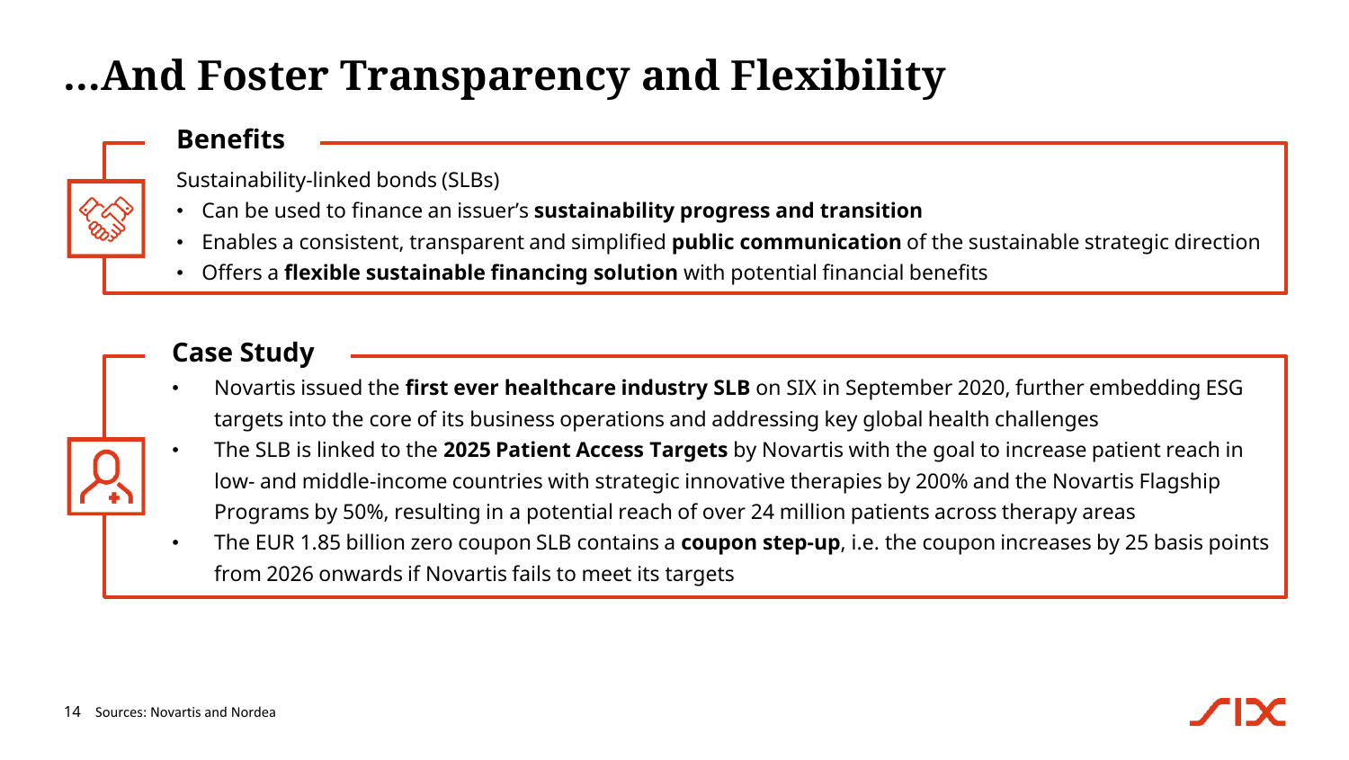# …And Foster Transparency and Flexibility

## Benefits

Sustainability-linked bonds (SLBs)

- Can be used to finance an issuer's **sustainability progress and transition**
- Enables a consistent, transparent and simplified **public communication** of the sustainable strategic direction
- Offers a **flexible sustainable financing solution** with potential financial benefits

## Case Study

- Novartis issued the **first ever healthcare industry SLB** on SIX in September 2020, further embedding ESG targets into the core of its business operations and addressing key global health challenges
- The SLB is linked to the **2025 Patient Access Targets** by Novartis with the goal to increase patient reach in low- and middle-income countries with strategic innovative therapies by 200% and the Novartis Flagship Programs by 50%, resulting in a potential reach of over 24 million patients across therapy areas
- The EUR 1.85 billion zero coupon SLB contains a **coupon step-up**, i.e. the coupon increases by 25 basis points from 2026 onwards if Novartis fails to meet its targets

Sources: Novartis and Nordea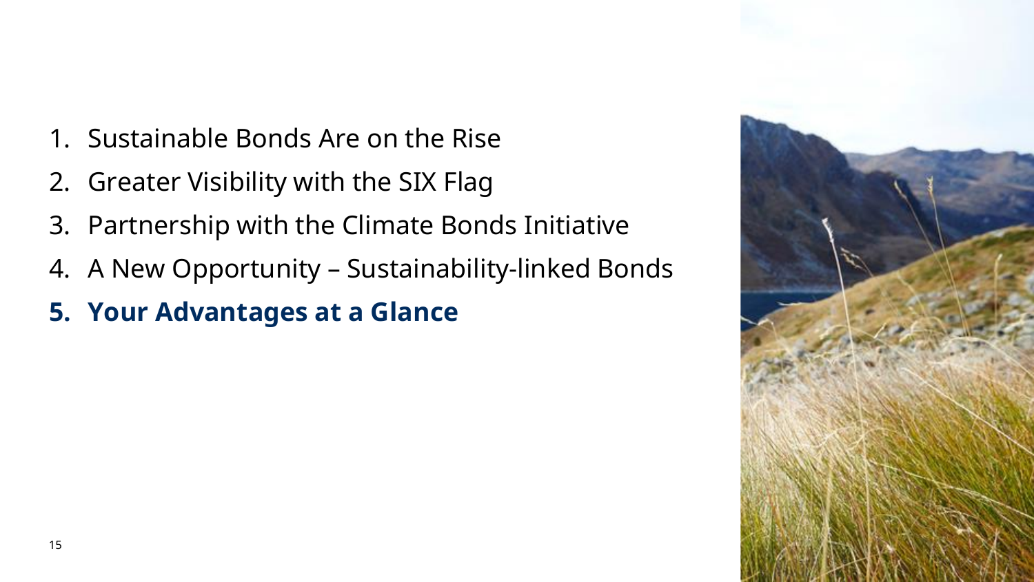1. Sustainable Bonds Are on the Rise
2. Greater Visibility with the SIX Flag
3. Partnership with the Climate Bonds Initiative
4. A New Opportunity – Sustainability-linked Bonds
5. **Your Advantages at a Glance**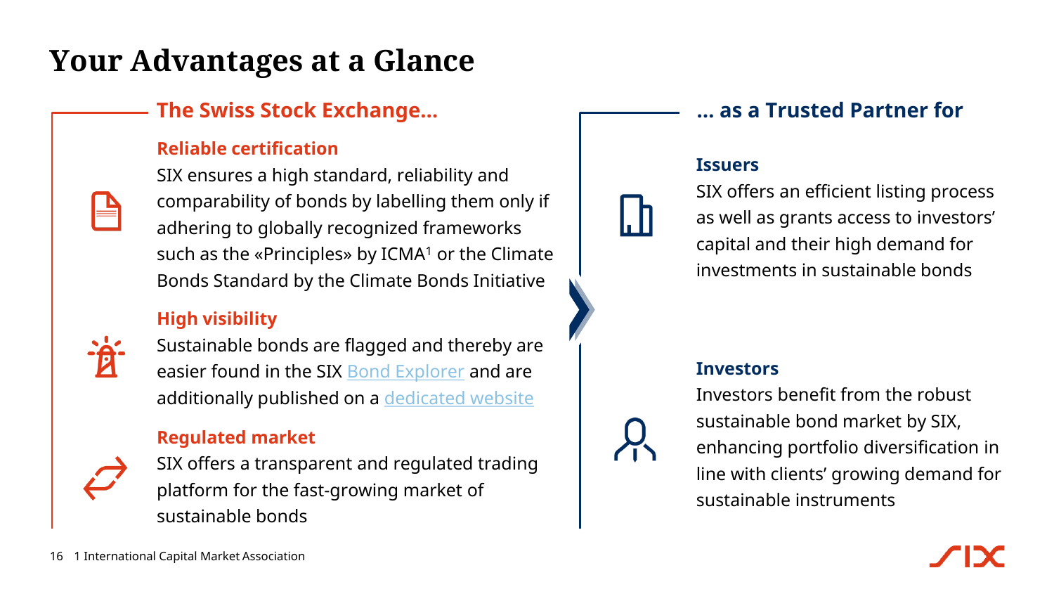# Your Advantages at a Glance

## The Swiss Stock Exchange…

### Reliable certification

SIX ensures a high standard, reliability and comparability of bonds by labelling them only if adhering to globally recognized frameworks such as the «Principles» by ICMA[1] or the Climate Bonds Standard by the Climate Bonds Initiative

### High visibility

Sustainable bonds are flagged and thereby are easier found in the SIX Bond Explorer and are additionally published on a dedicated website

### Regulated market

SIX offers a transparent and regulated trading platform for the fast-growing market of sustainable bonds

## … as a Trusted Partner for

### Issuers

SIX offers an efficient listing process as well as grants access to investors' capital and their high demand for investments in sustainable bonds

### Investors

Investors benefit from the robust sustainable bond market by SIX, enhancing portfolio diversification in line with clients' growing demand for sustainable instruments

1 International Capital Market Association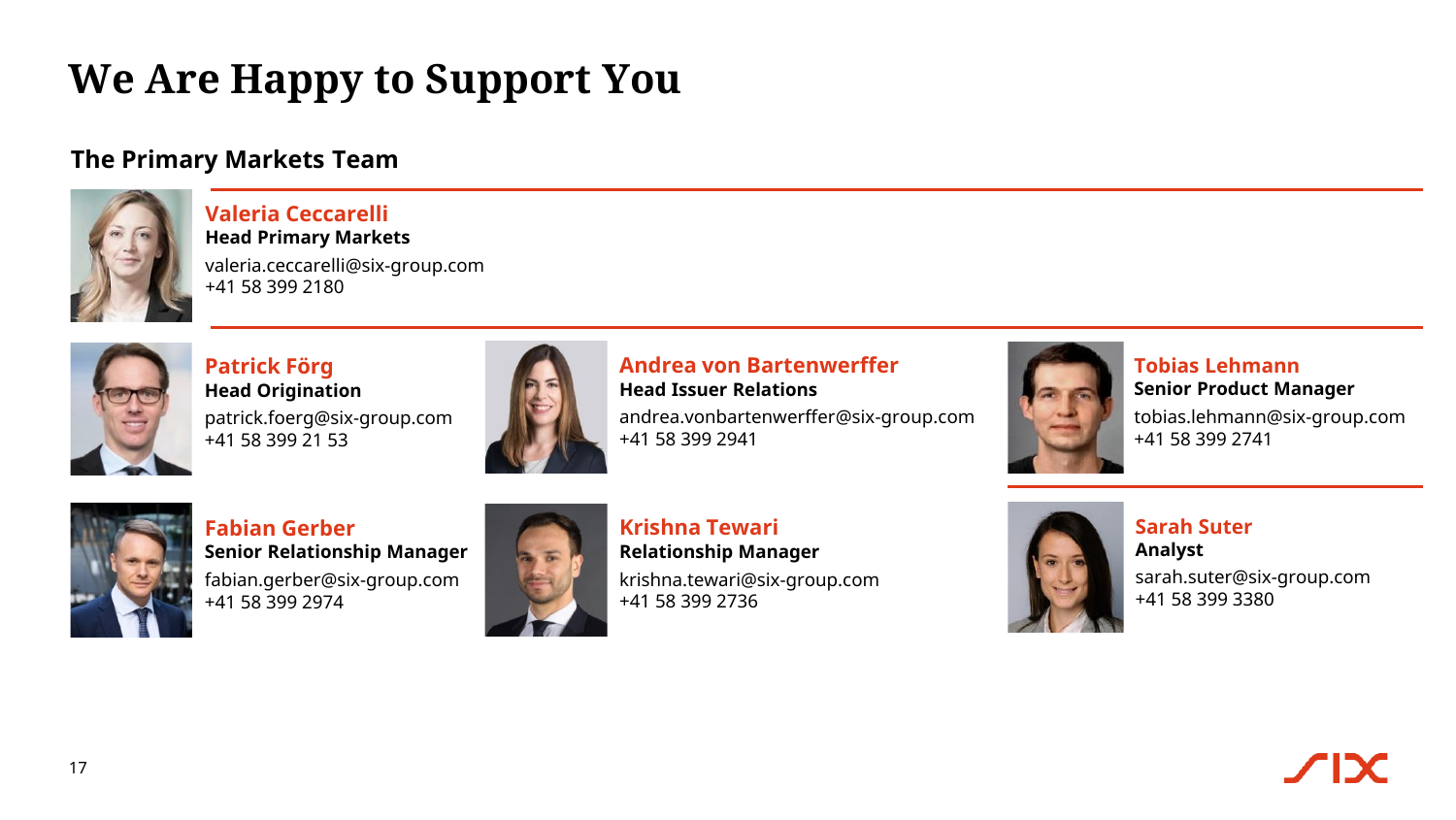# We Are Happy to Support You

## The Primary Markets Team

**Valeria Ceccarelli**
**Head Primary Markets**
valeria.ceccarelli@six-group.com
+41 58 399 2180

**Patrick Förg**
**Head Origination**
patrick.foerg@six-group.com
+41 58 399 21 53

**Andrea von Bartenwerffer**
**Head Issuer Relations**
andrea.vonbartenwerffer@six-group.com
+41 58 399 2941

**Tobias Lehmann**
**Senior Product Manager**
tobias.lehmann@six-group.com
+41 58 399 2741

**Fabian Gerber**
**Senior Relationship Manager**
fabian.gerber@six-group.com
+41 58 399 2974

**Krishna Tewari**
**Relationship Manager**
krishna.tewari@six-group.com
+41 58 399 2736

**Sarah Suter**
**Analyst**
sarah.suter@six-group.com
+41 58 399 3380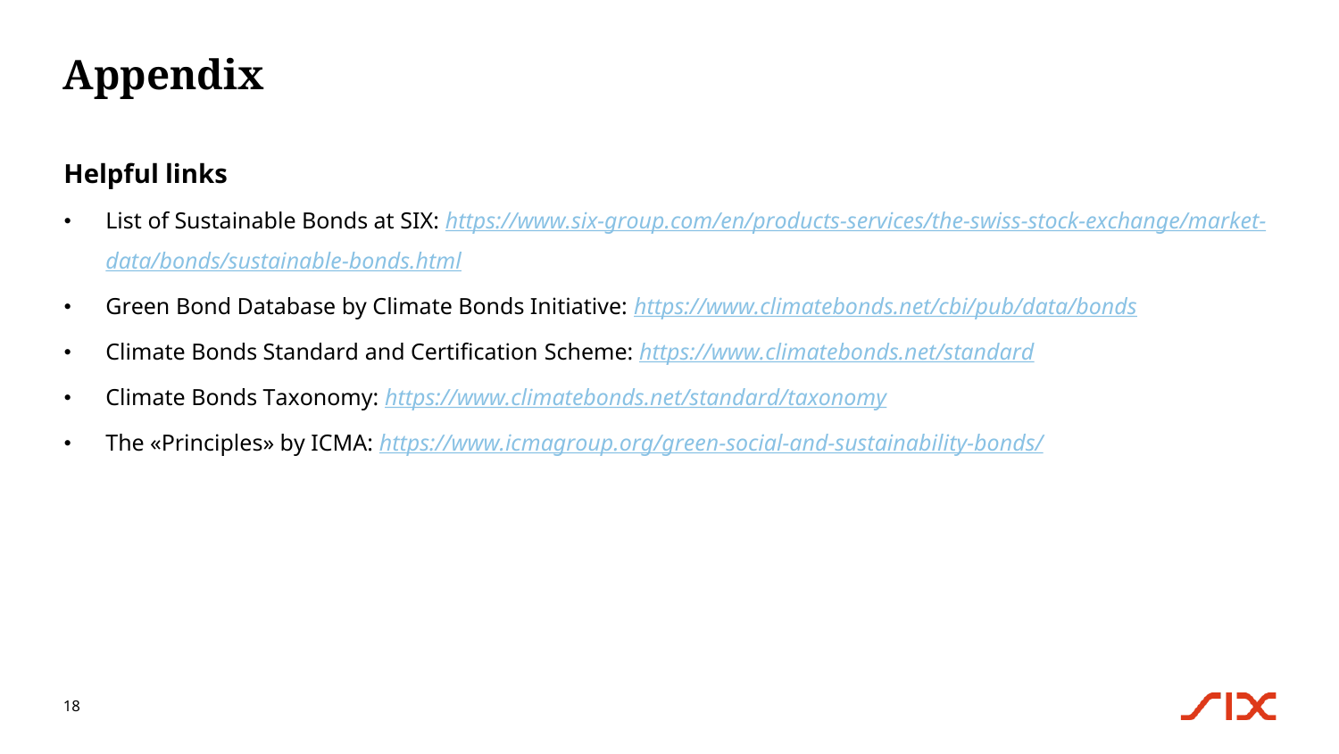# Appendix

## Helpful links

- List of Sustainable Bonds at SIX: *https://www.six-group.com/en/products-services/the-swiss-stock-exchange/market-data/bonds/sustainable-bonds.html*
- Green Bond Database by Climate Bonds Initiative: *https://www.climatebonds.net/cbi/pub/data/bonds*
- Climate Bonds Standard and Certification Scheme: *https://www.climatebonds.net/standard*
- Climate Bonds Taxonomy: *https://www.climatebonds.net/standard/taxonomy*
- The «Principles» by ICMA: *https://www.icmagroup.org/green-social-and-sustainability-bonds/*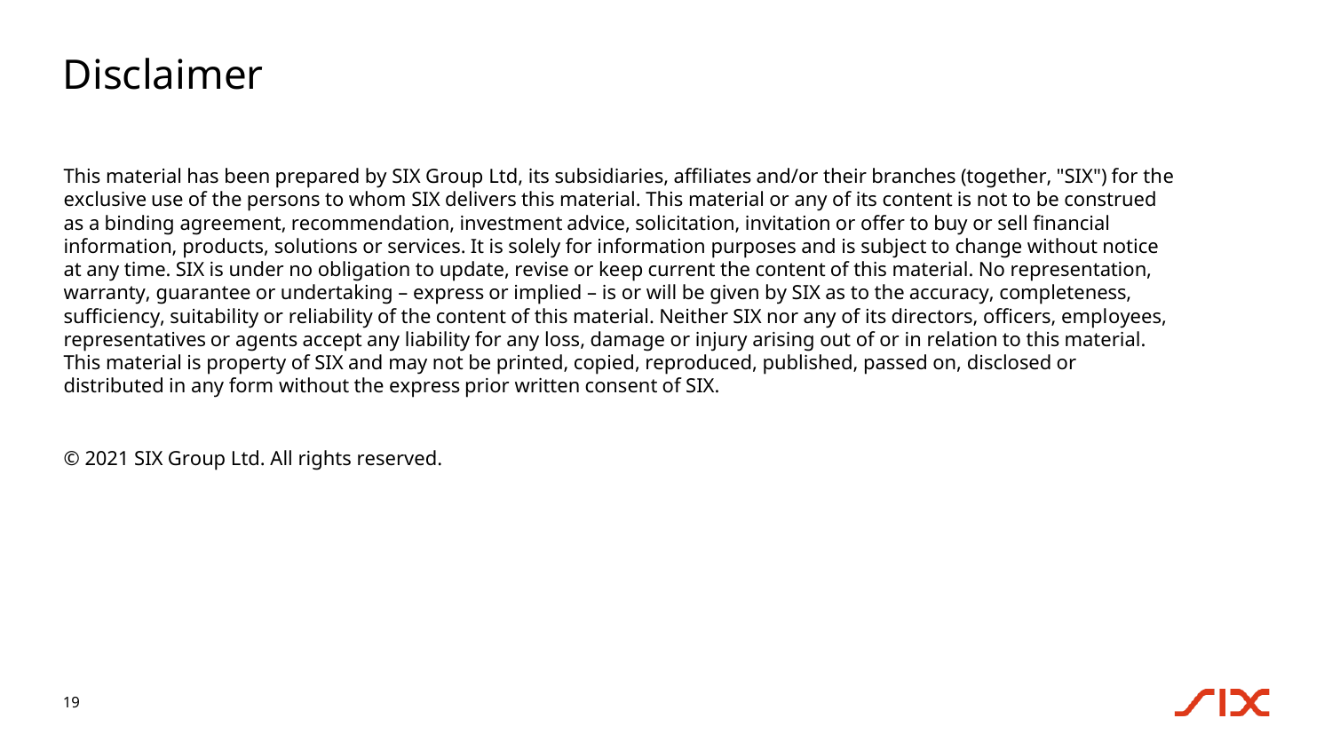# Disclaimer

This material has been prepared by SIX Group Ltd, its subsidiaries, affiliates and/or their branches (together, "SIX") for the exclusive use of the persons to whom SIX delivers this material. This material or any of its content is not to be construed as a binding agreement, recommendation, investment advice, solicitation, invitation or offer to buy or sell financial information, products, solutions or services. It is solely for information purposes and is subject to change without notice at any time. SIX is under no obligation to update, revise or keep current the content of this material. No representation, warranty, guarantee or undertaking – express or implied – is or will be given by SIX as to the accuracy, completeness, sufficiency, suitability or reliability of the content of this material. Neither SIX nor any of its directors, officers, employees, representatives or agents accept any liability for any loss, damage or injury arising out of or in relation to this material. This material is property of SIX and may not be printed, copied, reproduced, published, passed on, disclosed or distributed in any form without the express prior written consent of SIX.

© 2021 SIX Group Ltd. All rights reserved.